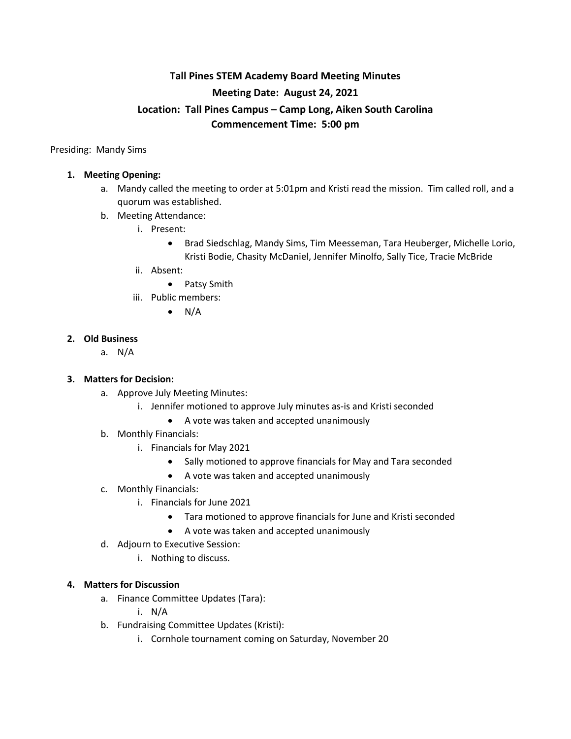# Tall Pines STEM Academy Board Meeting Minutes

## Meeting Date: August 24, 2021

## Location: Tall Pines Campus – Camp Long, Aiken South Carolina

## Commencement Time: 5:00 pm

Presiding: Mandy Sims

1. **Meeting Opening:**
   a. Mandy called the meeting to order at 5:01pm and Kristi read the mission. Tim called roll, and a quorum was established.
   b. Meeting Attendance:
      i. Present:
         - Brad Siedschlag, Mandy Sims, Tim Meesseman, Tara Heuberger, Michelle Lorio, Kristi Bodie, Chasity McDaniel, Jennifer Minolfo, Sally Tice, Tracie McBride
      ii. Absent:
         - Patsy Smith
      iii. Public members:
         - N/A

2. **Old Business**
   a. N/A

3. **Matters for Decision:**
   a. Approve July Meeting Minutes:
      i. Jennifer motioned to approve July minutes as-is and Kristi seconded
         - A vote was taken and accepted unanimously
   b. Monthly Financials:
      i. Financials for May 2021
         - Sally motioned to approve financials for May and Tara seconded
         - A vote was taken and accepted unanimously
   c. Monthly Financials:
      i. Financials for June 2021
         - Tara motioned to approve financials for June and Kristi seconded
         - A vote was taken and accepted unanimously
   d. Adjourn to Executive Session:
      i. Nothing to discuss.

4. **Matters for Discussion**
   a. Finance Committee Updates (Tara):
      i. N/A
   b. Fundraising Committee Updates (Kristi):
      i. Cornhole tournament coming on Saturday, November 20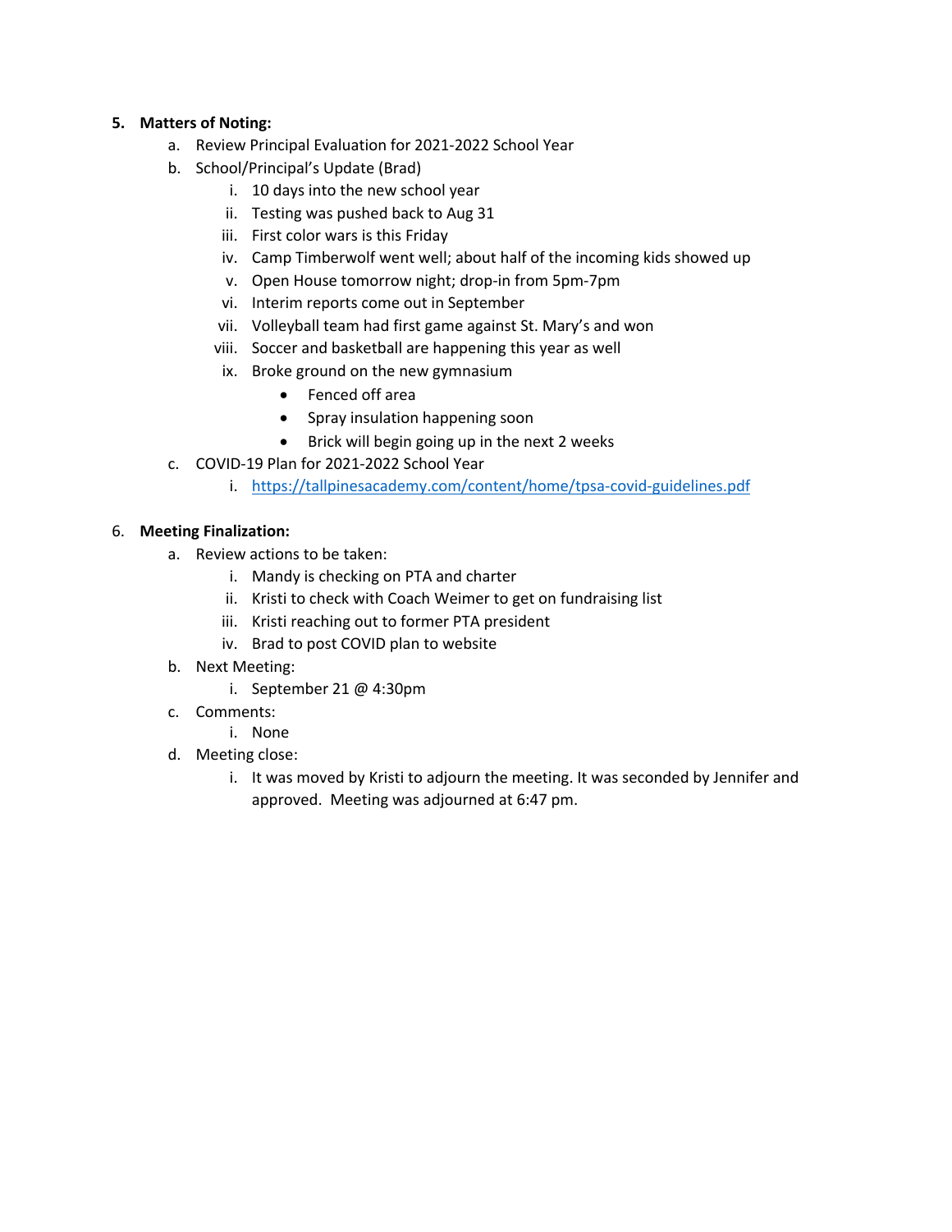5. **Matters of Noting:**
    a. Review Principal Evaluation for 2021-2022 School Year
    b. School/Principal's Update (Brad)
        i. 10 days into the new school year
        ii. Testing was pushed back to Aug 31
        iii. First color wars is this Friday
        iv. Camp Timberwolf went well; about half of the incoming kids showed up
        v. Open House tomorrow night; drop-in from 5pm-7pm
        vi. Interim reports come out in September
        vii. Volleyball team had first game against St. Mary's and won
        viii. Soccer and basketball are happening this year as well
        ix. Broke ground on the new gymnasium
            - Fenced off area
            - Spray insulation happening soon
            - Brick will begin going up in the next 2 weeks
    c. COVID-19 Plan for 2021-2022 School Year
        i. https://tallpinesacademy.com/content/home/tpsa-covid-guidelines.pdf

6. **Meeting Finalization:**
    a. Review actions to be taken:
        i. Mandy is checking on PTA and charter
        ii. Kristi to check with Coach Weimer to get on fundraising list
        iii. Kristi reaching out to former PTA president
        iv. Brad to post COVID plan to website
    b. Next Meeting:
        i. September 21 @ 4:30pm
    c. Comments:
        i. None
    d. Meeting close:
        i. It was moved by Kristi to adjourn the meeting. It was seconded by Jennifer and approved. Meeting was adjourned at 6:47 pm.